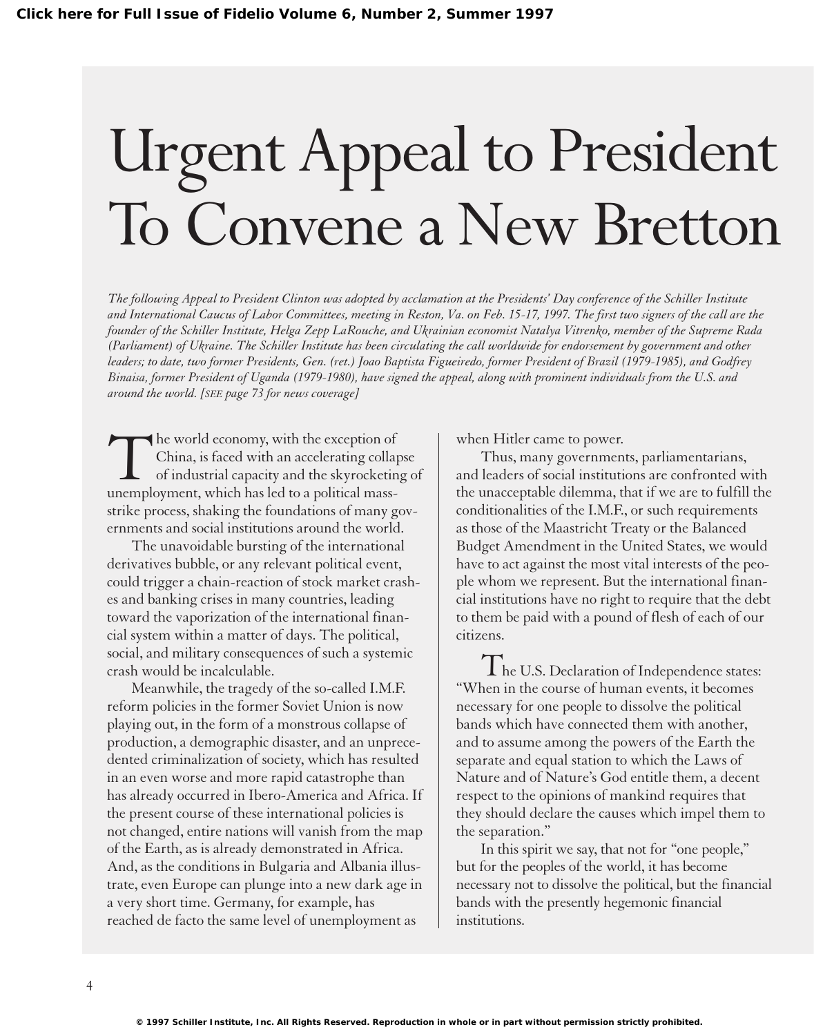# Urgent Appeal to President To Convene a New Bretton

*The following Appeal to President Clinton was adopted by acclamation at the Presidents' Day conference of the Schiller Institute and International Caucus of Labor Committees, meeting in Reston, Va. on Feb. 15-17, 1997. The first two signers of the call are the founder of the Schiller Institute, Helga Zepp LaRouche, and Ukrainian economist Natalya Vitrenko, member of the Supreme Rada (Parliament) of Ukraine. The Schiller Institute has been circulating the call worldwide for endorsement by government and other leaders; to date, two former Presidents, Gen. (ret.) Joao Baptista Figueiredo, former President of Brazil (1979-1985), and Godfrey Binaisa, former President of Uganda (1979-1980), have signed the appeal, along with prominent individuals from the U.S. and around the world. [SEE page 73 for news coverage]*

The world economy, with the exception of China, is faced with an accelerating collapse of industrial capacity and the skyrocketing of unemployment, which has led to a political mass-strike process, shaking the foundations of many governments and social institutions around the world.

The unavoidable bursting of the international derivatives bubble, or any relevant political event, could trigger a chain-reaction of stock market crashes and banking crises in many countries, leading toward the vaporization of the international financial system within a matter of days. The political, social, and military consequences of such a systemic crash would be incalculable.

Meanwhile, the tragedy of the so-called I.M.F. reform policies in the former Soviet Union is now playing out, in the form of a monstrous collapse of production, a demographic disaster, and an unprecedented criminalization of society, which has resulted in an even worse and more rapid catastrophe than has already occurred in Ibero-America and Africa. If the present course of these international policies is not changed, entire nations will vanish from the map of the Earth, as is already demonstrated in Africa. And, as the conditions in Bulgaria and Albania illustrate, even Europe can plunge into a new dark age in a very short time. Germany, for example, has reached de facto the same level of unemployment as when Hitler came to power.

Thus, many governments, parliamentarians, and leaders of social institutions are confronted with the unacceptable dilemma, that if we are to fulfill the conditionalities of the I.M.F., or such requirements as those of the Maastricht Treaty or the Balanced Budget Amendment in the United States, we would have to act against the most vital interests of the people whom we represent. But the international financial institutions have no right to require that the debt to them be paid with a pound of flesh of each of our citizens.

The U.S. Declaration of Independence states: "When in the course of human events, it becomes necessary for one people to dissolve the political bands which have connected them with another, and to assume among the powers of the Earth the separate and equal station to which the Laws of Nature and of Nature's God entitle them, a decent respect to the opinions of mankind requires that they should declare the causes which impel them to the separation."

In this spirit we say, that not for "one people," but for the peoples of the world, it has become necessary not to dissolve the political, but the financial bands with the presently hegemonic financial institutions.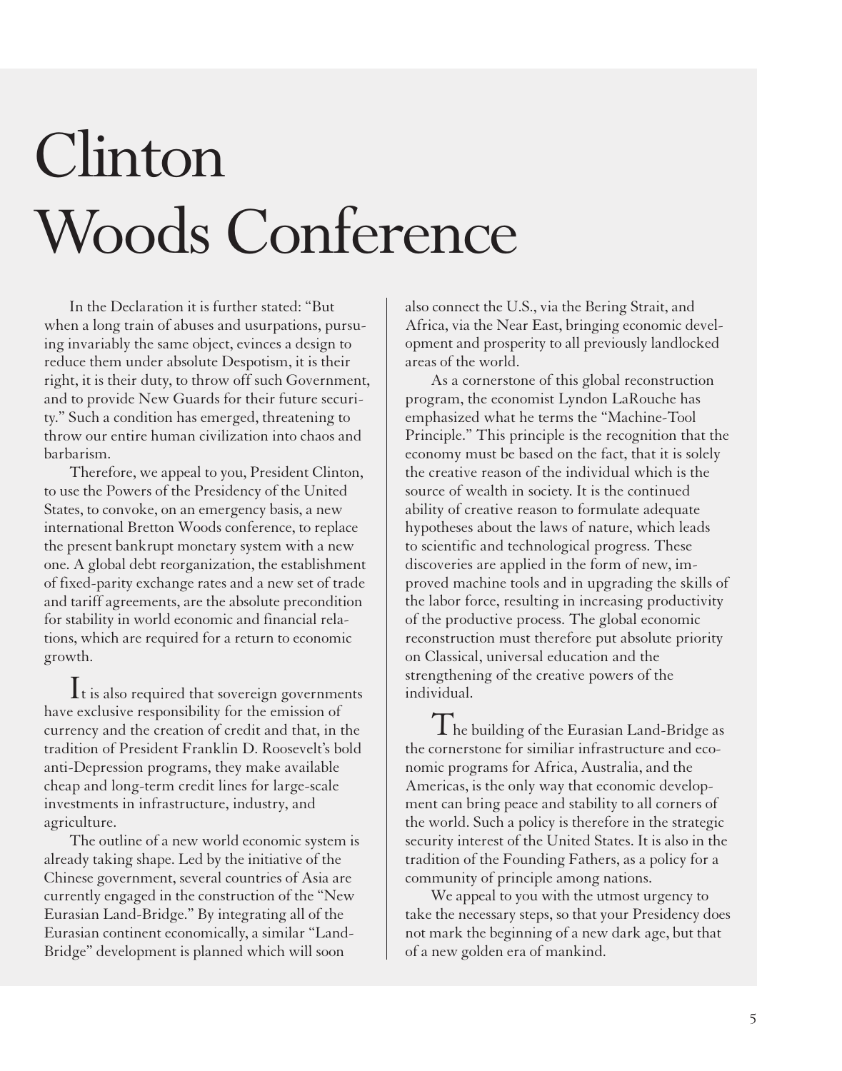# Clinton Woods Conference

In the Declaration it is further stated: "But when a long train of abuses and usurpations, pursuing invariably the same object, evinces a design to reduce them under absolute Despotism, it is their right, it is their duty, to throw off such Government, and to provide New Guards for their future security." Such a condition has emerged, threatening to throw our entire human civilization into chaos and barbarism.

Therefore, we appeal to you, President Clinton, to use the Powers of the Presidency of the United States, to convoke, on an emergency basis, a new international Bretton Woods conference, to replace the present bankrupt monetary system with a new one. A global debt reorganization, the establishment of fixed-parity exchange rates and a new set of trade and tariff agreements, are the absolute precondition for stability in world economic and financial relations, which are required for a return to economic growth.

It is also required that sovereign governments have exclusive responsibility for the emission of currency and the creation of credit and that, in the tradition of President Franklin D. Roosevelt's bold anti-Depression programs, they make available cheap and long-term credit lines for large-scale investments in infrastructure, industry, and agriculture.

The outline of a new world economic system is already taking shape. Led by the initiative of the Chinese government, several countries of Asia are currently engaged in the construction of the "New Eurasian Land-Bridge." By integrating all of the Eurasian continent economically, a similar "Land-Bridge" development is planned which will soon also connect the U.S., via the Bering Strait, and Africa, via the Near East, bringing economic development and prosperity to all previously landlocked areas of the world.

As a cornerstone of this global reconstruction program, the economist Lyndon LaRouche has emphasized what he terms the "Machine-Tool Principle." This principle is the recognition that the economy must be based on the fact, that it is solely the creative reason of the individual which is the source of wealth in society. It is the continued ability of creative reason to formulate adequate hypotheses about the laws of nature, which leads to scientific and technological progress. These discoveries are applied in the form of new, improved machine tools and in upgrading the skills of the labor force, resulting in increasing productivity of the productive process. The global economic reconstruction must therefore put absolute priority on Classical, universal education and the strengthening of the creative powers of the individual.

The building of the Eurasian Land-Bridge as the cornerstone for similiar infrastructure and economic programs for Africa, Australia, and the Americas, is the only way that economic development can bring peace and stability to all corners of the world. Such a policy is therefore in the strategic security interest of the United States. It is also in the tradition of the Founding Fathers, as a policy for a community of principle among nations.

We appeal to you with the utmost urgency to take the necessary steps, so that your Presidency does not mark the beginning of a new dark age, but that of a new golden era of mankind.